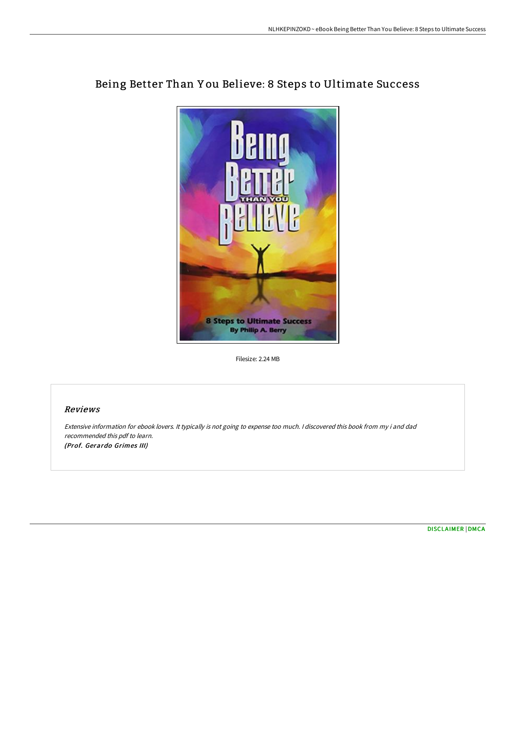# Being Better Than You Believe: 8 Steps to Ultimate Success

Filesize: 2.24 MB

## Reviews

*Extensive information for ebook lovers. It typically is not going to expense too much. I discovered this book from my i and dad recommended this pdf to learn.*
***(Prof. Gerardo Grimes III)***

[DISCLAIMER](#) | [DMCA](#)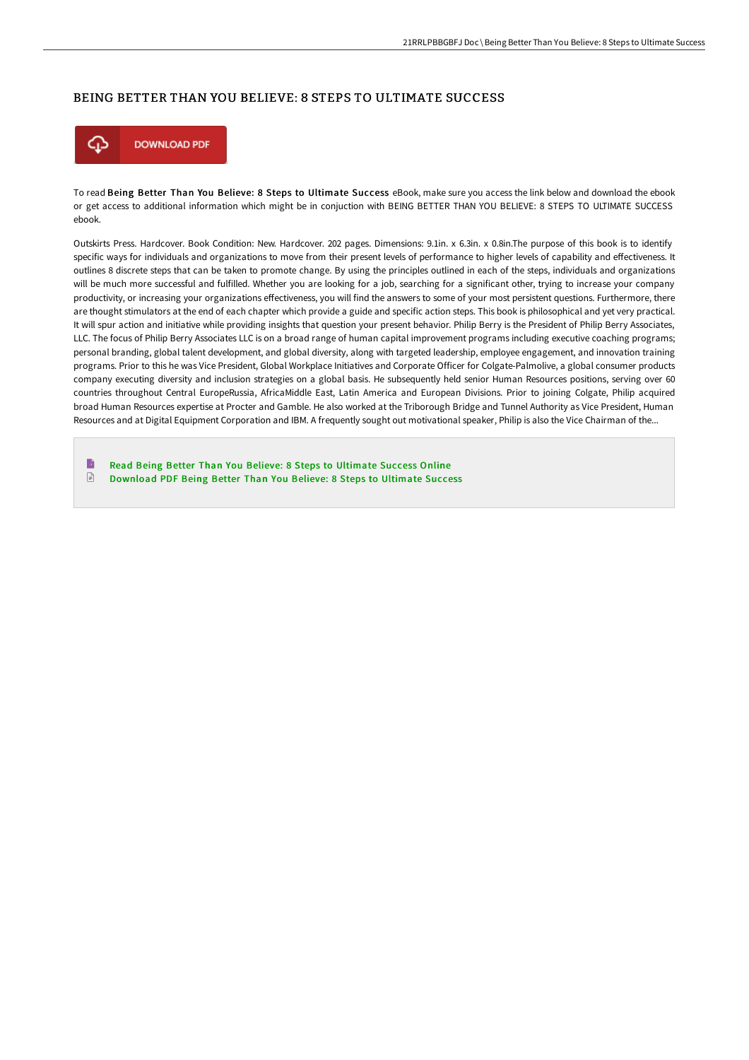## BEING BETTER THAN YOU BELIEVE: 8 STEPS TO ULTIMATE SUCCESS

DOWNLOAD PDF

To read **Being Better Than You Believe: 8 Steps to Ultimate Success** eBook, make sure you access the link below and download the ebook or get access to additional information which might be in conjuction with BEING BETTER THAN YOU BELIEVE: 8 STEPS TO ULTIMATE SUCCESS ebook.

Outskirts Press. Hardcover. Book Condition: New. Hardcover. 202 pages. Dimensions: 9.1in. x 6.3in. x 0.8in.The purpose of this book is to identify specific ways for individuals and organizations to move from their present levels of performance to higher levels of capability and effectiveness. It outlines 8 discrete steps that can be taken to promote change. By using the principles outlined in each of the steps, individuals and organizations will be much more successful and fulfilled. Whether you are looking for a job, searching for a significant other, trying to increase your company productivity, or increasing your organizations effectiveness, you will find the answers to some of your most persistent questions. Furthermore, there are thought stimulators at the end of each chapter which provide a guide and specific action steps. This book is philosophical and yet very practical. It will spur action and initiative while providing insights that question your present behavior. Philip Berry is the President of Philip Berry Associates, LLC. The focus of Philip Berry Associates LLC is on a broad range of human capital improvement programs including executive coaching programs; personal branding, global talent development, and global diversity, along with targeted leadership, employee engagement, and innovation training programs. Prior to this he was Vice President, Global Workplace Initiatives and Corporate Officer for Colgate-Palmolive, a global consumer products company executing diversity and inclusion strategies on a global basis. He subsequently held senior Human Resources positions, serving over 60 countries throughout Central EuropeRussia, AfricaMiddle East, Latin America and European Divisions. Prior to joining Colgate, Philip acquired broad Human Resources expertise at Procter and Gamble. He also worked at the Triborough Bridge and Tunnel Authority as Vice President, Human Resources and at Digital Equipment Corporation and IBM. A frequently sought out motivational speaker, Philip is also the Vice Chairman of the...

- Read Being Better Than You Believe: 8 Steps to Ultimate Success Online
- Download PDF Being Better Than You Believe: 8 Steps to Ultimate Success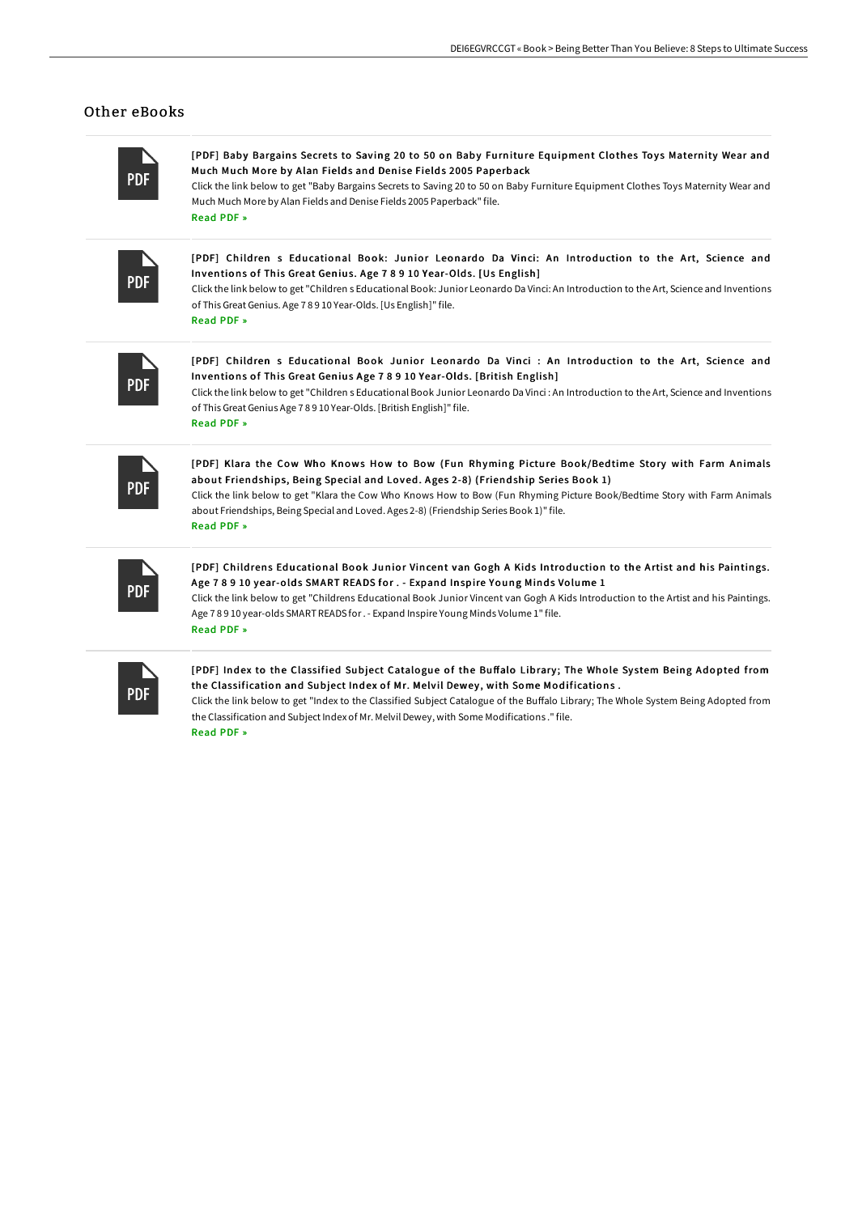## Other eBooks

[PDF] Baby Bargains Secrets to Saving 20 to 50 on Baby Furniture Equipment Clothes Toys Maternity Wear and Much Much More by Alan Fields and Denise Fields 2005 Paperback

Click the link below to get "Baby Bargains Secrets to Saving 20 to 50 on Baby Furniture Equipment Clothes Toys Maternity Wear and Much Much More by Alan Fields and Denise Fields 2005 Paperback" file.

Read PDF »

[PDF] Children s Educational Book: Junior Leonardo Da Vinci: An Introduction to the Art, Science and Inventions of This Great Genius. Age 7 8 9 10 Year-Olds. [Us English]

Click the link below to get "Children s Educational Book: Junior Leonardo Da Vinci: An Introduction to the Art, Science and Inventions of This Great Genius. Age 7 8 9 10 Year-Olds. [Us English]" file.

Read PDF »

[PDF] Children s Educational Book Junior Leonardo Da Vinci : An Introduction to the Art, Science and Inventions of This Great Genius Age 7 8 9 10 Year-Olds. [British English]

Click the link below to get "Children s Educational Book Junior Leonardo Da Vinci : An Introduction to the Art, Science and Inventions of This Great Genius Age 7 8 9 10 Year-Olds. [British English]" file.

Read PDF »

[PDF] Klara the Cow Who Knows How to Bow (Fun Rhyming Picture Book/Bedtime Story with Farm Animals about Friendships, Being Special and Loved. Ages 2-8) (Friendship Series Book 1)

Click the link below to get "Klara the Cow Who Knows How to Bow (Fun Rhyming Picture Book/Bedtime Story with Farm Animals about Friendships, Being Special and Loved. Ages 2-8) (Friendship Series Book 1)" file.

Read PDF »

[PDF] Childrens Educational Book Junior Vincent van Gogh A Kids Introduction to the Artist and his Paintings. Age 7 8 9 10 year-olds SMART READS for . - Expand Inspire Young Minds Volume 1

Click the link below to get "Childrens Educational Book Junior Vincent van Gogh A Kids Introduction to the Artist and his Paintings. Age 7 8 9 10 year-olds SMART READS for . - Expand Inspire Young Minds Volume 1" file.

Read PDF »

[PDF] Index to the Classified Subject Catalogue of the Buffalo Library; The Whole System Being Adopted from the Classification and Subject Index of Mr. Melvil Dewey, with Some Modifications .

Click the link below to get "Index to the Classified Subject Catalogue of the Buffalo Library; The Whole System Being Adopted from the Classification and Subject Index of Mr. Melvil Dewey, with Some Modifications ." file.

Read PDF »